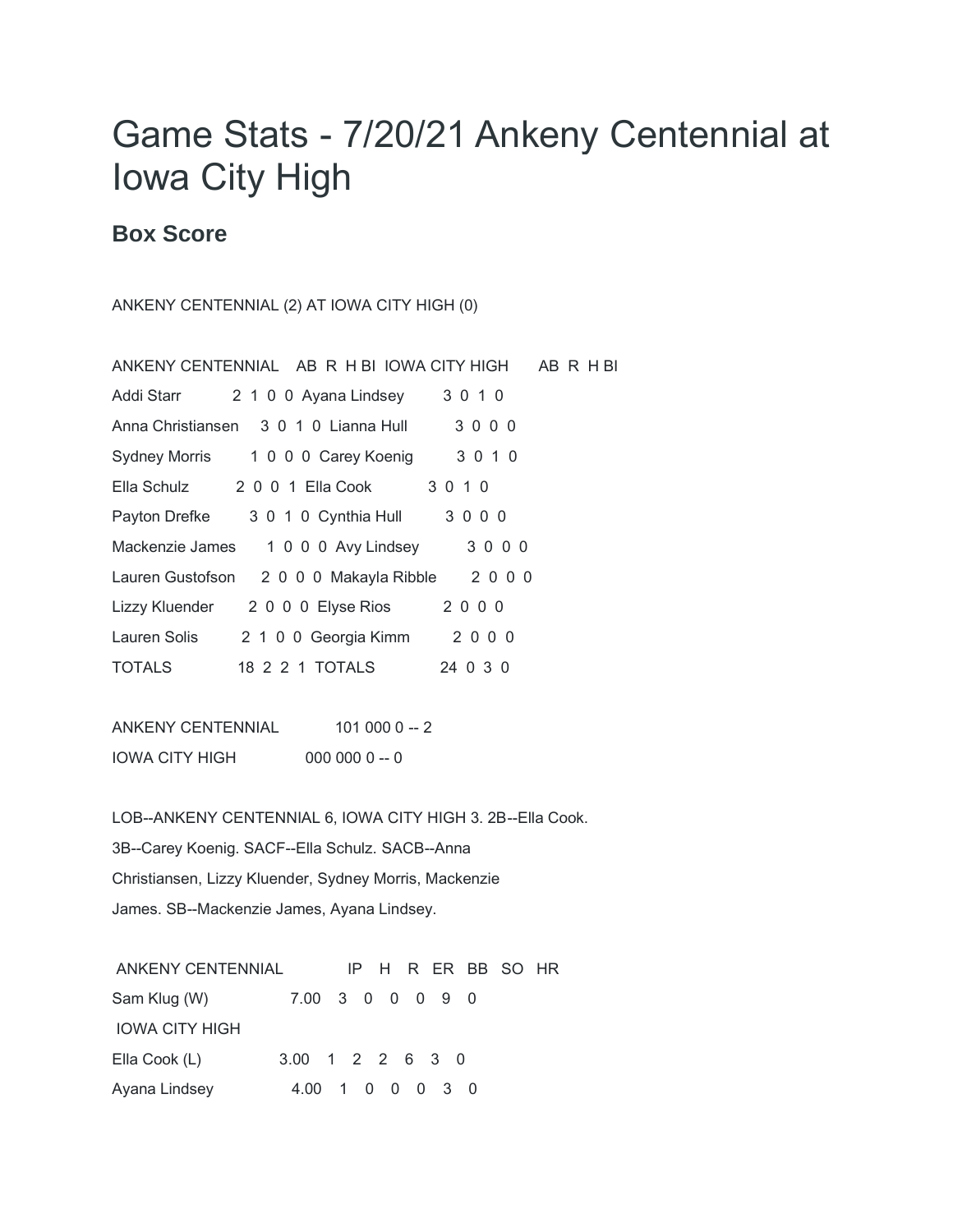# Game Stats - 7/20/21 Ankeny Centennial at Iowa City High

## Box Score

ANKENY CENTENNIAL (2) AT IOWA CITY HIGH (0)

| ANKENY CENTENNIAL | AB | R | H | BI | IOWA CITY HIGH | AB | R | H | BI |
|---|---|---|---|---|---|---|---|---|---|
| Addi Starr | 2 | 1 | 0 | 0 | Ayana Lindsey | 3 | 0 | 1 | 0 |
| Anna Christiansen | 3 | 0 | 1 | 0 | Lianna Hull | 3 | 0 | 0 | 0 |
| Sydney Morris | 1 | 0 | 0 | 0 | Carey Koenig | 3 | 0 | 1 | 0 |
| Ella Schulz | 2 | 0 | 0 | 1 | Ella Cook | 3 | 0 | 1 | 0 |
| Payton Drefke | 3 | 0 | 1 | 0 | Cynthia Hull | 3 | 0 | 0 | 0 |
| Mackenzie James | 1 | 0 | 0 | 0 | Avy Lindsey | 3 | 0 | 0 | 0 |
| Lauren Gustofson | 2 | 0 | 0 | 0 | Makayla Ribble | 2 | 0 | 0 | 0 |
| Lizzy Kluender | 2 | 0 | 0 | 0 | Elyse Rios | 2 | 0 | 0 | 0 |
| Lauren Solis | 2 | 1 | 0 | 0 | Georgia Kimm | 2 | 0 | 0 | 0 |
| TOTALS | 18 | 2 | 2 | 1 | TOTALS | 24 | 0 | 3 | 0 |

| | | |
|---|---|---|
| ANKENY CENTENNIAL | 101 000 0 | -- 2 |
| IOWA CITY HIGH | 000 000 0 | -- 0 |

LOB--ANKENY CENTENNIAL 6, IOWA CITY HIGH 3. 2B--Ella Cook. 3B--Carey Koenig. SACF--Ella Schulz. SACB--Anna Christiansen, Lizzy Kluender, Sydney Morris, Mackenzie James. SB--Mackenzie James, Ayana Lindsey.

| ANKENY CENTENNIAL | IP | H | R | ER | BB | SO | HR |
|---|---|---|---|---|---|---|---|
| Sam Klug (W) | 7.00 | 3 | 0 | 0 | 0 | 9 | 0 |
| IOWA CITY HIGH | | | | | | | |
| Ella Cook (L) | 3.00 | 1 | 2 | 2 | 6 | 3 | 0 |
| Ayana Lindsey | 4.00 | 1 | 0 | 0 | 0 | 3 | 0 |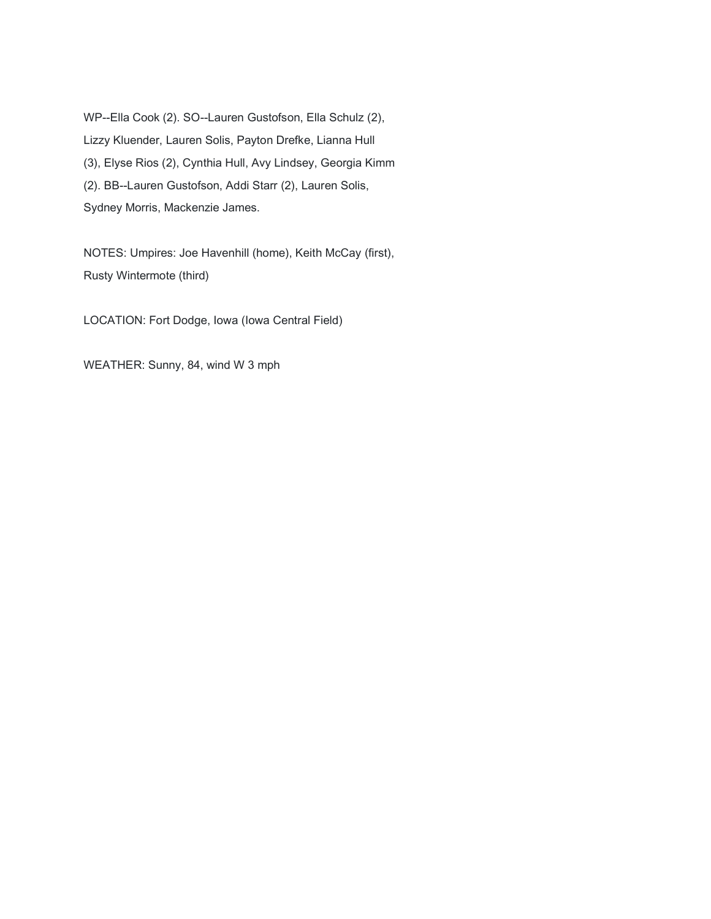WP--Ella Cook (2). SO--Lauren Gustofson, Ella Schulz (2), Lizzy Kluender, Lauren Solis, Payton Drefke, Lianna Hull (3), Elyse Rios (2), Cynthia Hull, Avy Lindsey, Georgia Kimm (2). BB--Lauren Gustofson, Addi Starr (2), Lauren Solis, Sydney Morris, Mackenzie James.

NOTES: Umpires: Joe Havenhill (home), Keith McCay (first), Rusty Wintermote (third)

LOCATION: Fort Dodge, Iowa (Iowa Central Field)

WEATHER: Sunny, 84, wind W 3 mph